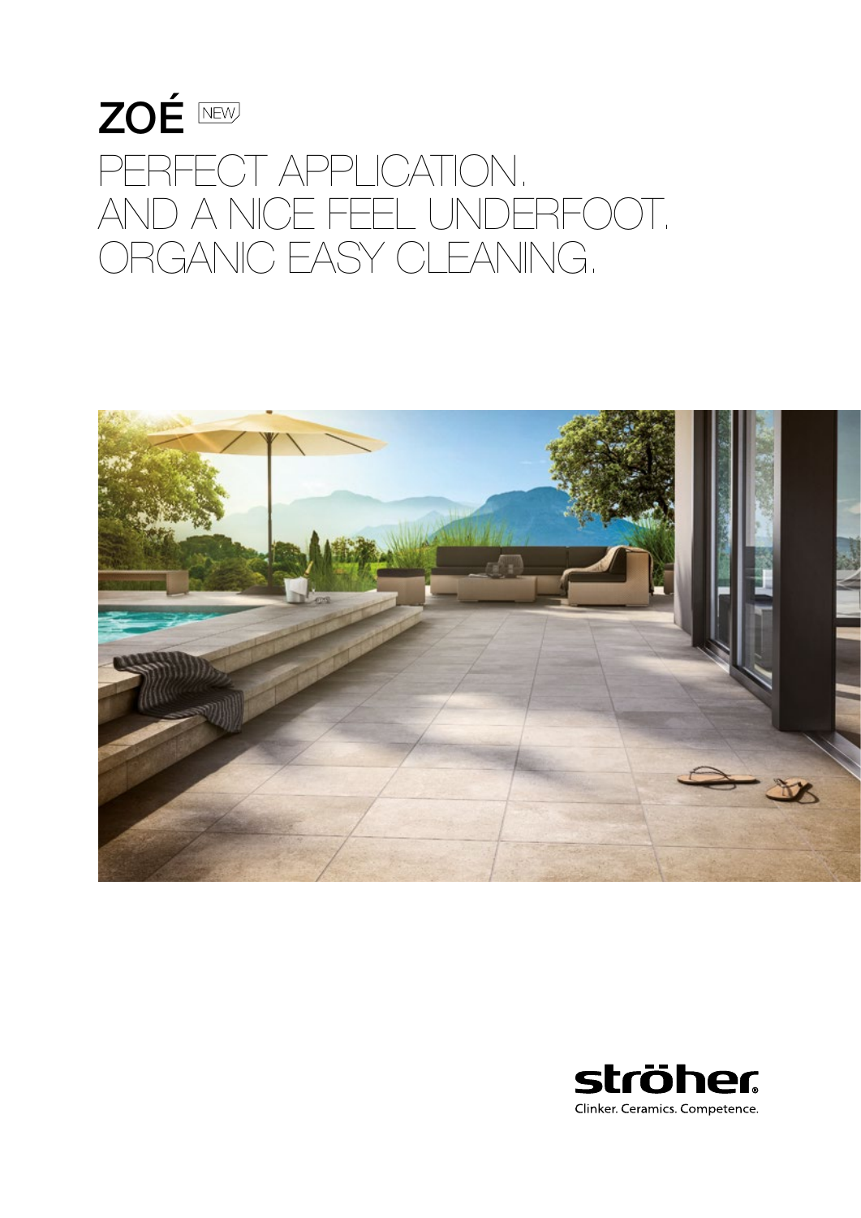# ZOÉ NEW

## PERFECT APPLICATION. AND A NICE FEEL UNDERFOOT. ORGANIC EASY CLEANING.

ströher

Clinker. Ceramics. Competence.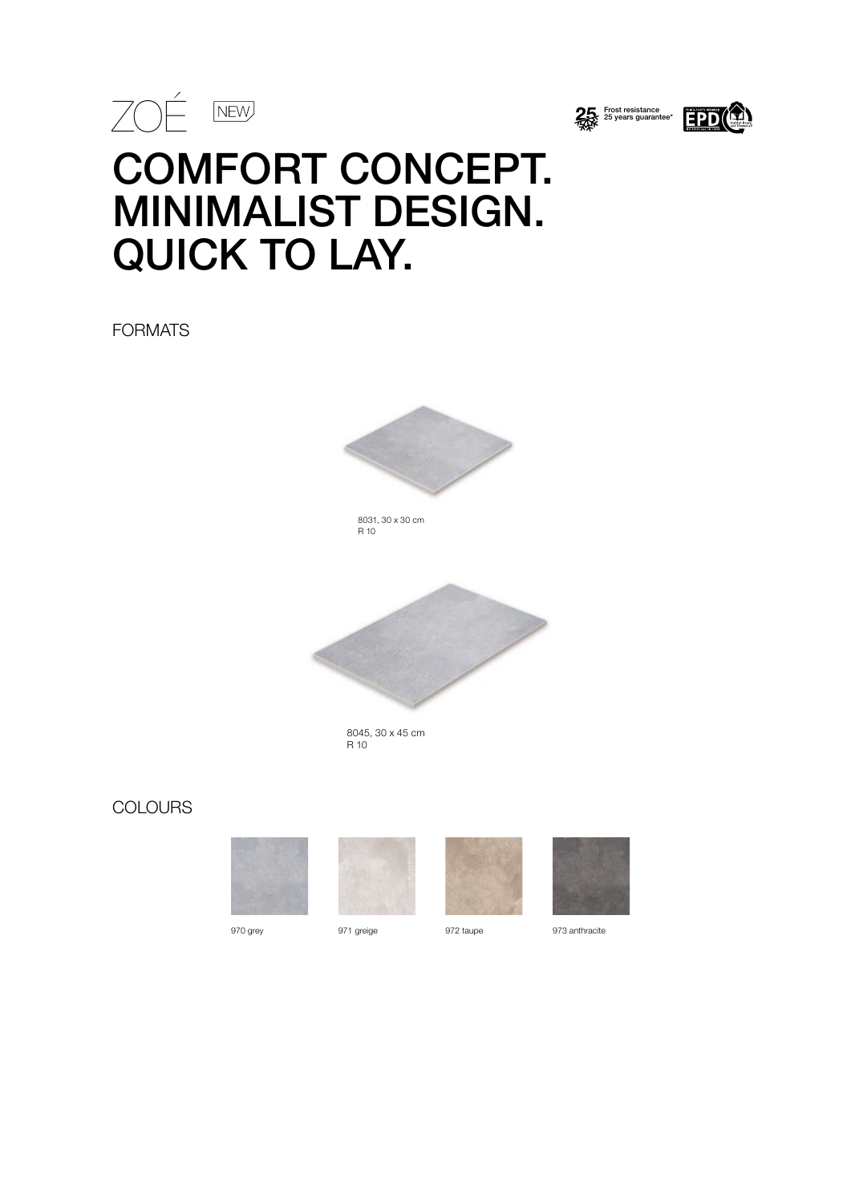ZOÉ NEW

25 Frost resistance 25 years guarantee*

# COMFORT CONCEPT. MINIMALIST DESIGN. QUICK TO LAY.

## FORMATS

8031, 30 x 30 cm
R 10

8045, 30 x 45 cm
R 10

## COLOURS

970 grey

971 greige

972 taupe

973 anthracite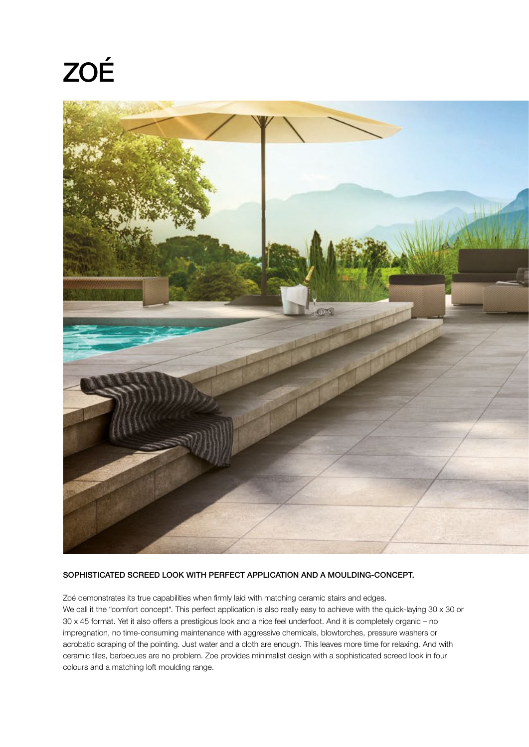# ZOÉ

**SOPHISTICATED SCREED LOOK WITH PERFECT APPLICATION AND A MOULDING-CONCEPT.**

Zoé demonstrates its true capabilities when firmly laid with matching ceramic stairs and edges.
We call it the "comfort concept". This perfect application is also really easy to achieve with the quick-laying 30 x 30 or 30 x 45 format. Yet it also offers a prestigious look and a nice feel underfoot. And it is completely organic – no impregnation, no time-consuming maintenance with aggressive chemicals, blowtorches, pressure washers or acrobatic scraping of the pointing. Just water and a cloth are enough. This leaves more time for relaxing. And with ceramic tiles, barbecues are no problem. Zoe provides minimalist design with a sophisticated screed look in four colours and a matching loft moulding range.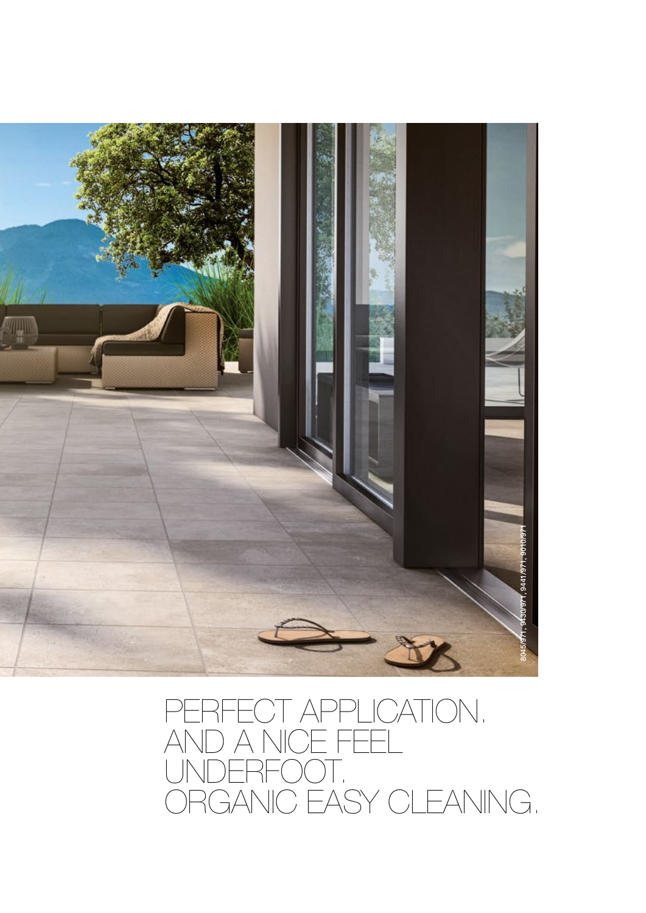8045/971, 9430/971, 9441/971, 9010/971

# PERFECT APPLICATION. AND A NICE FEEL UNDERFOOT. ORGANIC EASY CLEANING.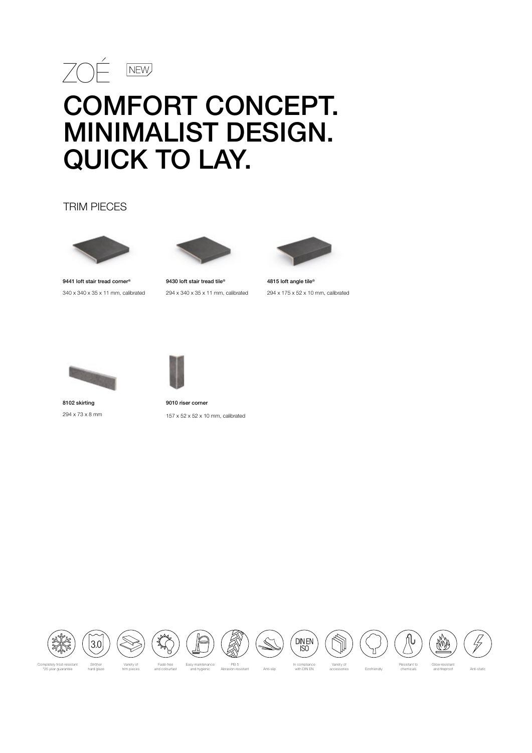# ZOÉ NEW

# COMFORT CONCEPT. MINIMALIST DESIGN. QUICK TO LAY.

## TRIM PIECES

**9441 loft stair tread corner®**
340 x 340 x 35 x 11 mm, calibrated

**9430 loft stair tread tile®**
294 x 340 x 35 x 11 mm, calibrated

**4815 loft angle tile®**
294 x 175 x 52 x 10 mm, calibrated

**8102 skirting**
294 x 73 x 8 mm

**9010 riser corner**
157 x 52 x 52 x 10 mm, calibrated

Completely frost-resistant *25 year guarantee | Ströher hard glaze | Variety of trim pieces | Fade-free and colourfast | Easy maintenance and hygienic | PEI 5 Abrasion resistant | Anti-slip | In compliance with DIN EN | Variety of accessories | Ecofriendly | Resistant to chemicals | Glow-resistant and fireproof | Anti-static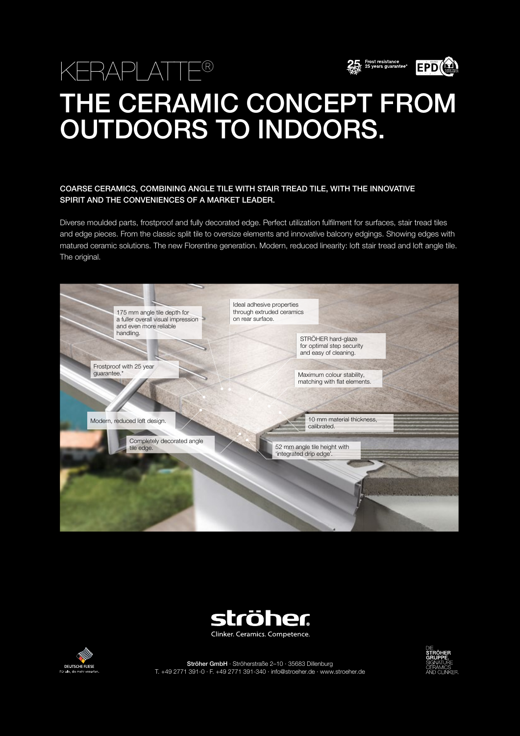# KERAPLATTE®

Frost resistance 25 years guarantee*

# THE CERAMIC CONCEPT FROM OUTDOORS TO INDOORS.

COARSE CERAMICS, COMBINING ANGLE TILE WITH STAIR TREAD TILE, WITH THE INNOVATIVE SPIRIT AND THE CONVENIENCES OF A MARKET LEADER.

Diverse moulded parts, frostproof and fully decorated edge. Perfect utilization fulfilment for surfaces, stair tread tiles and edge pieces. From the classic split tile to oversize elements and innovative balcony edgings. Showing edges with matured ceramic solutions. The new Florentine generation. Modern, reduced linearity: loft stair tread and loft angle tile. The original.

175 mm angle tile depth for a fuller overall visual impression and even more reliable handling.

Ideal adhesive properties through extruded ceramics on rear surface.

STRÖHER hard-glaze for optimal step security and easy of cleaning.

Frostproof with 25 year guarantee.*

Maximum colour stability, matching with flat elements.

Modern, reduced loft design.

10 mm material thickness, calibrated.

Completely decorated angle tile edge.

52 mm angle tile height with 'integrated drip edge'.

ströher

Clinker. Ceramics. Competence.

DEUTSCHE FLIESE
Für alle, die mehr erwarten.

**Ströher GmbH** · Ströherstraße 2–10 · 35683 Dillenburg
T. +49 2771 391-0 · F. +49 2771 391-340 · info@stroeher.de · www.stroeher.de

DIE STRÖHER GRUPPE. SIGNATURE CERAMICS AND CLINKER.